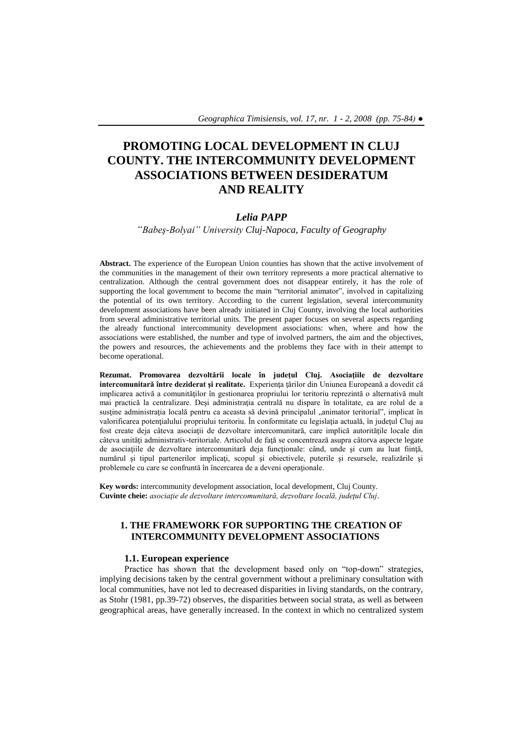# PROMOTING LOCAL DEVELOPMENT IN CLUJ COUNTY. THE INTERCOMMUNITY DEVELOPMENT ASSOCIATIONS BETWEEN DESIDERATUM AND REALITY

***Lelia PAPP***

*"Babeş-Bolyai" University Cluj-Napoca, Faculty of Geography*

**Abstract.** The experience of the European Union counties has shown that the active involvement of the communities in the management of their own territory represents a more practical alternative to centralization. Although the central government does not disappear entirely, it has the role of supporting the local government to become the main "territorial animator", involved in capitalizing the potential of its own territory. According to the current legislation, several intercommunity development associations have been already initiated in Cluj County, involving the local authorities from several administrative territorial units. The present paper focuses on several aspects regarding the already functional intercommunity development associations: when, where and how the associations were established, the number and type of involved partners, the aim and the objectives, the powers and resources, the achievements and the problems they face with in their attempt to become operational.

**Rezumat. Promovarea dezvoltării locale în judeţul Cluj. Asociaţiile de dezvoltare intercomunitară între deziderat şi realitate.** Experienţa ţărilor din Uniunea Europeană a dovedit că implicarea activă a comunităţilor în gestionarea propriului lor teritoriu reprezintă o alternativă mult mai practică la centralizare. Deşi administraţia centrală nu dispare în totalitate, ea are rolul de a susţine administraţia locală pentru ca aceasta să devină principalul „animator teritorial", implicat în valorificarea potenţialului propriului teritoriu. În conformitate cu legislaţia actuală, în judeţul Cluj au fost create deja câteva asociaţii de dezvoltare intercomunitară, care implică autorităţile locale din câteva unităţi administrativ-teritoriale. Articolul de faţă se concentrează asupra câtorva aspecte legate de asociaţiile de dezvoltare intercomunitară deja funcţionale: când, unde şi cum au luat fiinţă, numărul şi tipul partenerilor implicaţi, scopul şi obiectivele, puterile şi resursele, realizările şi problemele cu care se confruntă în încercarea de a deveni operaţionale.

**Key words:** intercommunity development association, local development, Cluj County.
**Cuvinte cheie:** *asociaţie de dezvoltare intercomunitară, dezvoltare locală, judeţul Cluj*.

## 1. THE FRAMEWORK FOR SUPPORTING THE CREATION OF INTERCOMMUNITY DEVELOPMENT ASSOCIATIONS

### 1.1. European experience

Practice has shown that the development based only on "top-down" strategies, implying decisions taken by the central government without a preliminary consultation with local communities, have not led to decreased disparities in living standards, on the contrary, as Stohr (1981, pp.39-72) observes, the disparities between social strata, as well as between geographical areas, have generally increased. In the context in which no centralized system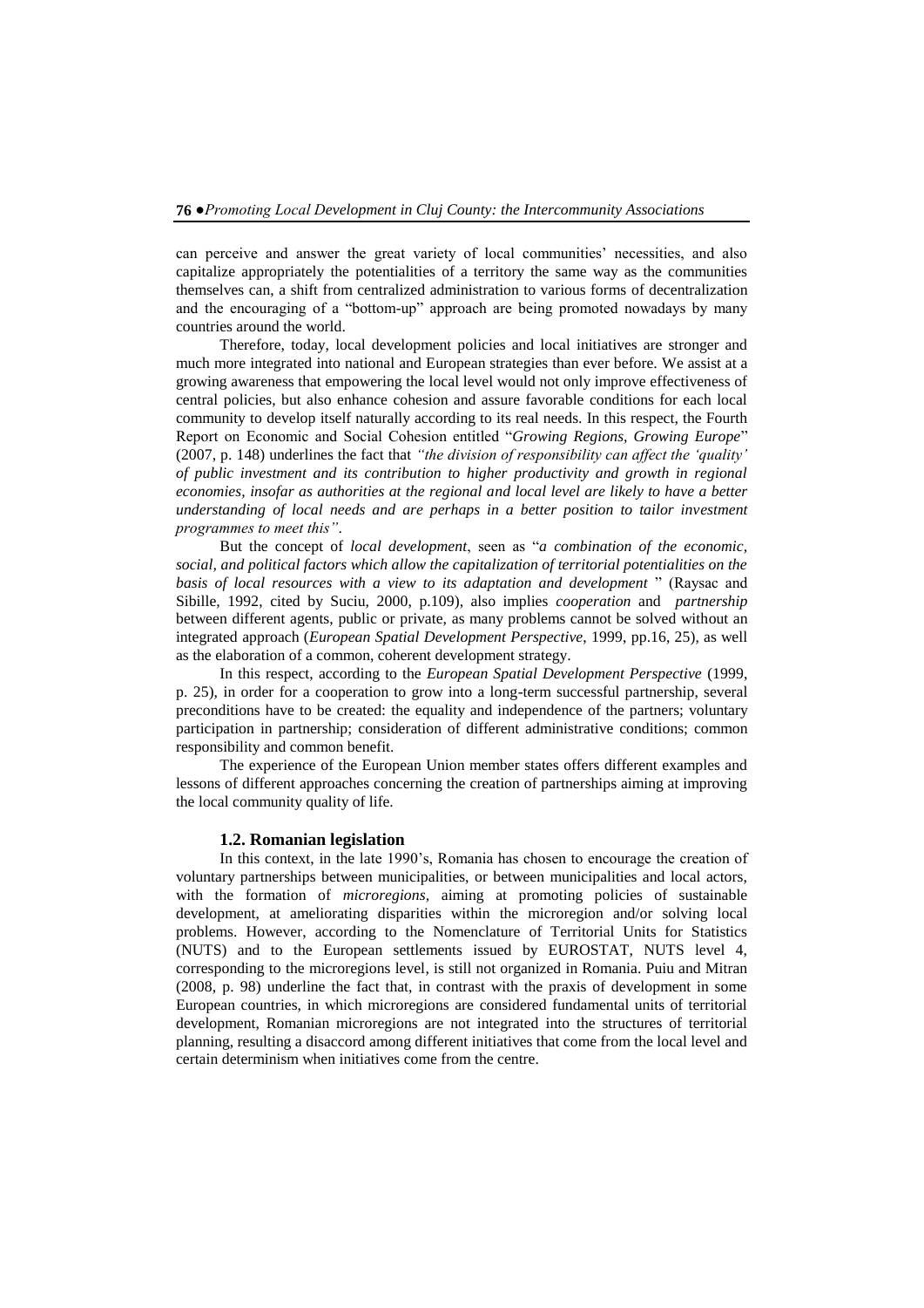can perceive and answer the great variety of local communities' necessities, and also capitalize appropriately the potentialities of a territory the same way as the communities themselves can, a shift from centralized administration to various forms of decentralization and the encouraging of a "bottom-up" approach are being promoted nowadays by many countries around the world.

Therefore, today, local development policies and local initiatives are stronger and much more integrated into national and European strategies than ever before. We assist at a growing awareness that empowering the local level would not only improve effectiveness of central policies, but also enhance cohesion and assure favorable conditions for each local community to develop itself naturally according to its real needs. In this respect, the Fourth Report on Economic and Social Cohesion entitled "*Growing Regions, Growing Europe*" (2007, p. 148) underlines the fact that *"the division of responsibility can affect the 'quality' of public investment and its contribution to higher productivity and growth in regional economies, insofar as authorities at the regional and local level are likely to have a better understanding of local needs and are perhaps in a better position to tailor investment programmes to meet this"*.

But the concept of *local development*, seen as "*a combination of the economic, social, and political factors which allow the capitalization of territorial potentialities on the basis of local resources with a view to its adaptation and development* " (Raysac and Sibille, 1992, cited by Suciu, 2000, p.109), also implies *cooperation* and *partnership* between different agents, public or private, as many problems cannot be solved without an integrated approach (*European Spatial Development Perspective*, 1999, pp.16, 25), as well as the elaboration of a common, coherent development strategy.

In this respect, according to the *European Spatial Development Perspective* (1999, p. 25), in order for a cooperation to grow into a long-term successful partnership, several preconditions have to be created: the equality and independence of the partners; voluntary participation in partnership; consideration of different administrative conditions; common responsibility and common benefit.

The experience of the European Union member states offers different examples and lessons of different approaches concerning the creation of partnerships aiming at improving the local community quality of life.

### 1.2. Romanian legislation

In this context, in the late 1990's, Romania has chosen to encourage the creation of voluntary partnerships between municipalities, or between municipalities and local actors, with the formation of *microregions*, aiming at promoting policies of sustainable development, at ameliorating disparities within the microregion and/or solving local problems. However, according to the Nomenclature of Territorial Units for Statistics (NUTS) and to the European settlements issued by EUROSTAT, NUTS level 4, corresponding to the microregions level, is still not organized in Romania. Puiu and Mitran (2008, p. 98) underline the fact that, in contrast with the praxis of development in some European countries, in which microregions are considered fundamental units of territorial development, Romanian microregions are not integrated into the structures of territorial planning, resulting a disaccord among different initiatives that come from the local level and certain determinism when initiatives come from the centre.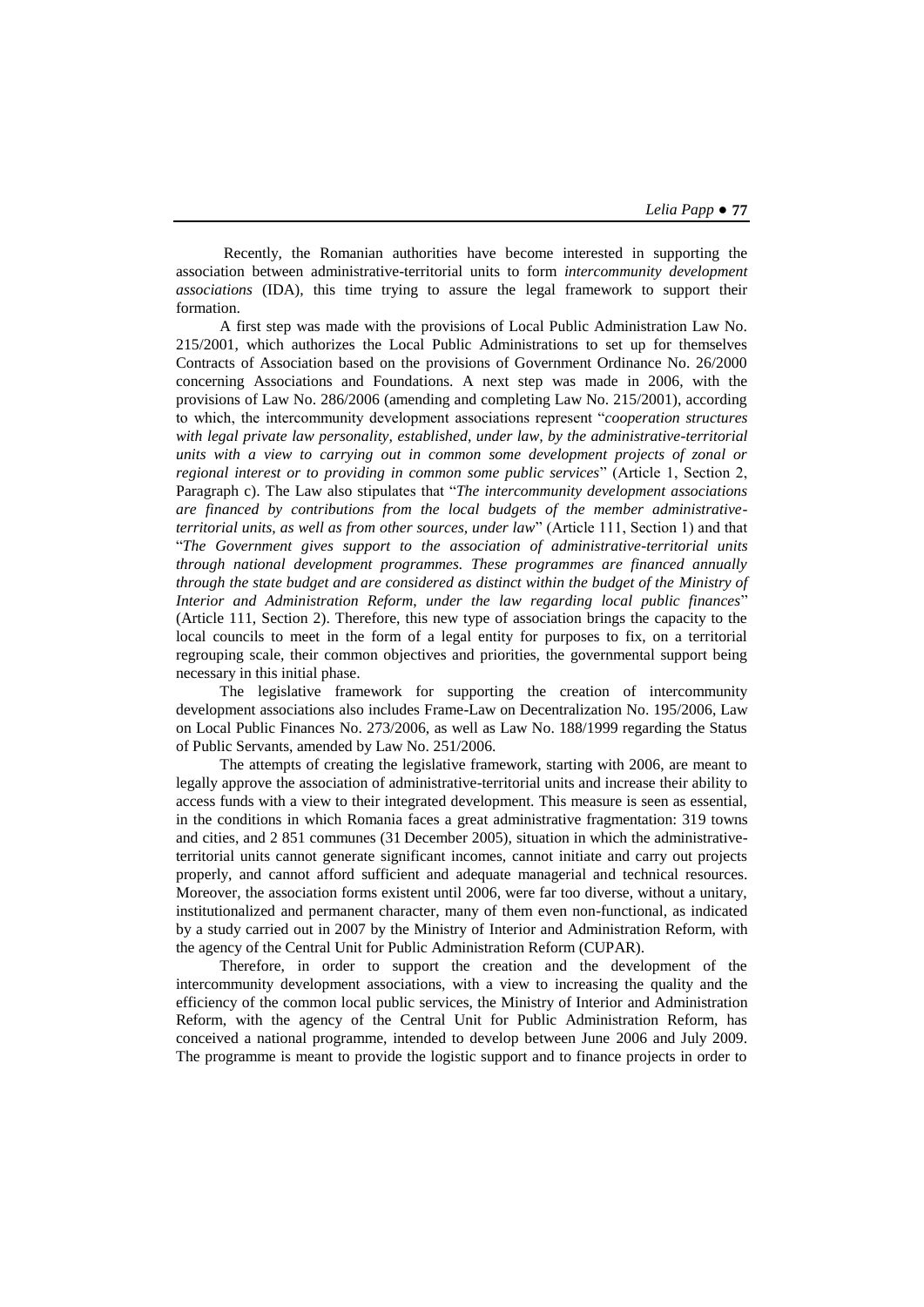Recently, the Romanian authorities have become interested in supporting the association between administrative-territorial units to form *intercommunity development associations* (IDA), this time trying to assure the legal framework to support their formation.

A first step was made with the provisions of Local Public Administration Law No. 215/2001, which authorizes the Local Public Administrations to set up for themselves Contracts of Association based on the provisions of Government Ordinance No. 26/2000 concerning Associations and Foundations. A next step was made in 2006, with the provisions of Law No. 286/2006 (amending and completing Law No. 215/2001), according to which, the intercommunity development associations represent "*cooperation structures with legal private law personality, established, under law, by the administrative-territorial units with a view to carrying out in common some development projects of zonal or regional interest or to providing in common some public services*" (Article 1, Section 2, Paragraph c). The Law also stipulates that "*The intercommunity development associations are financed by contributions from the local budgets of the member administrative-territorial units, as well as from other sources, under law*" (Article 111, Section 1) and that "*The Government gives support to the association of administrative-territorial units through national development programmes. These programmes are financed annually through the state budget and are considered as distinct within the budget of the Ministry of Interior and Administration Reform, under the law regarding local public finances*" (Article 111, Section 2). Therefore, this new type of association brings the capacity to the local councils to meet in the form of a legal entity for purposes to fix, on a territorial regrouping scale, their common objectives and priorities, the governmental support being necessary in this initial phase.

The legislative framework for supporting the creation of intercommunity development associations also includes Frame-Law on Decentralization No. 195/2006, Law on Local Public Finances No. 273/2006, as well as Law No. 188/1999 regarding the Status of Public Servants, amended by Law No. 251/2006.

The attempts of creating the legislative framework, starting with 2006, are meant to legally approve the association of administrative-territorial units and increase their ability to access funds with a view to their integrated development. This measure is seen as essential, in the conditions in which Romania faces a great administrative fragmentation: 319 towns and cities, and 2 851 communes (31 December 2005), situation in which the administrative-territorial units cannot generate significant incomes, cannot initiate and carry out projects properly, and cannot afford sufficient and adequate managerial and technical resources. Moreover, the association forms existent until 2006, were far too diverse, without a unitary, institutionalized and permanent character, many of them even non-functional, as indicated by a study carried out in 2007 by the Ministry of Interior and Administration Reform, with the agency of the Central Unit for Public Administration Reform (CUPAR).

Therefore, in order to support the creation and the development of the intercommunity development associations, with a view to increasing the quality and the efficiency of the common local public services, the Ministry of Interior and Administration Reform, with the agency of the Central Unit for Public Administration Reform, has conceived a national programme, intended to develop between June 2006 and July 2009. The programme is meant to provide the logistic support and to finance projects in order to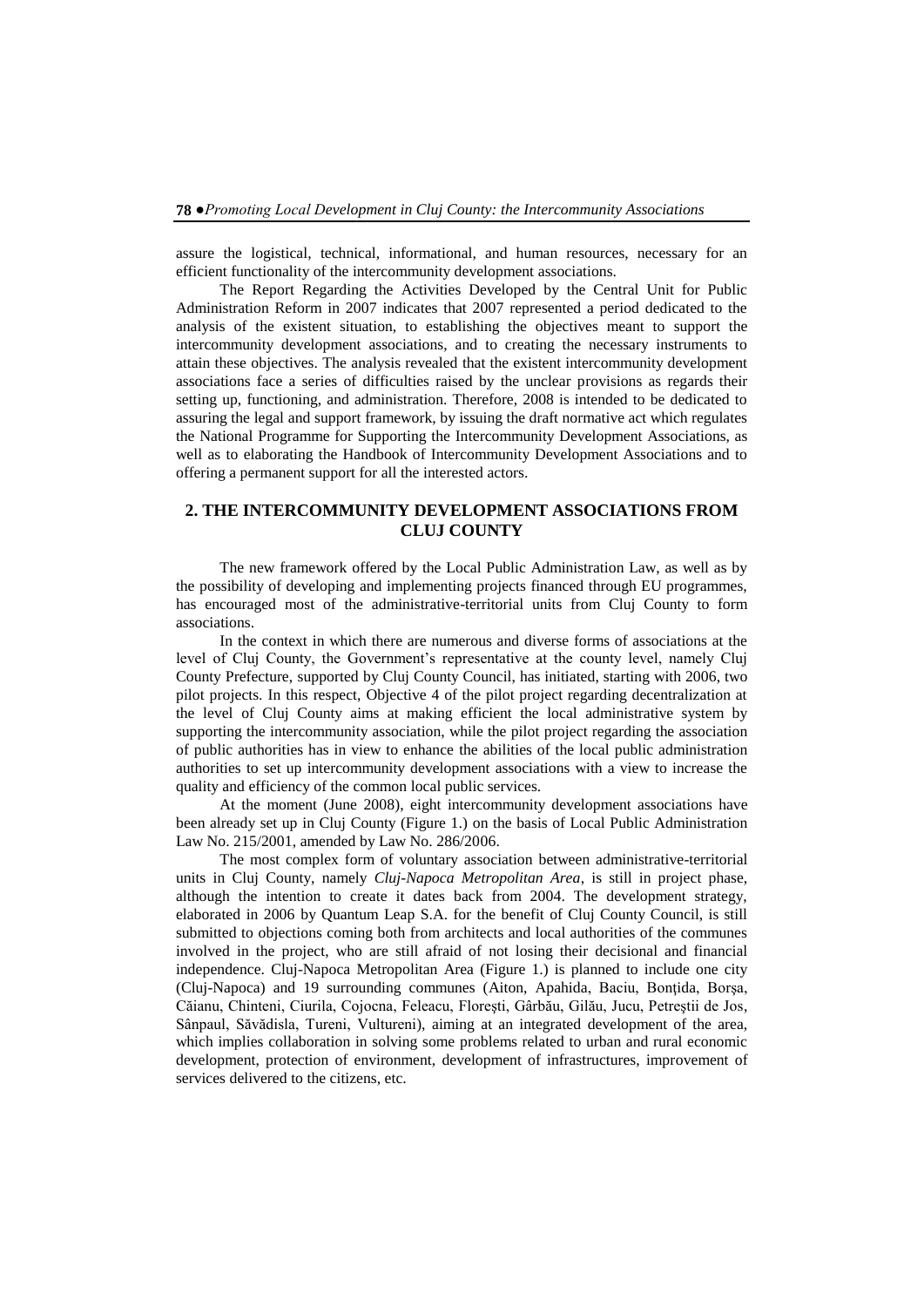assure the logistical, technical, informational, and human resources, necessary for an efficient functionality of the intercommunity development associations.

The Report Regarding the Activities Developed by the Central Unit for Public Administration Reform in 2007 indicates that 2007 represented a period dedicated to the analysis of the existent situation, to establishing the objectives meant to support the intercommunity development associations, and to creating the necessary instruments to attain these objectives. The analysis revealed that the existent intercommunity development associations face a series of difficulties raised by the unclear provisions as regards their setting up, functioning, and administration. Therefore, 2008 is intended to be dedicated to assuring the legal and support framework, by issuing the draft normative act which regulates the National Programme for Supporting the Intercommunity Development Associations, as well as to elaborating the Handbook of Intercommunity Development Associations and to offering a permanent support for all the interested actors.

## 2. THE INTERCOMMUNITY DEVELOPMENT ASSOCIATIONS FROM CLUJ COUNTY

The new framework offered by the Local Public Administration Law, as well as by the possibility of developing and implementing projects financed through EU programmes, has encouraged most of the administrative-territorial units from Cluj County to form associations.

In the context in which there are numerous and diverse forms of associations at the level of Cluj County, the Government's representative at the county level, namely Cluj County Prefecture, supported by Cluj County Council, has initiated, starting with 2006, two pilot projects. In this respect, Objective 4 of the pilot project regarding decentralization at the level of Cluj County aims at making efficient the local administrative system by supporting the intercommunity association, while the pilot project regarding the association of public authorities has in view to enhance the abilities of the local public administration authorities to set up intercommunity development associations with a view to increase the quality and efficiency of the common local public services.

At the moment (June 2008), eight intercommunity development associations have been already set up in Cluj County (Figure 1.) on the basis of Local Public Administration Law No. 215/2001, amended by Law No. 286/2006.

The most complex form of voluntary association between administrative-territorial units in Cluj County, namely *Cluj-Napoca Metropolitan Area*, is still in project phase, although the intention to create it dates back from 2004. The development strategy, elaborated in 2006 by Quantum Leap S.A. for the benefit of Cluj County Council, is still submitted to objections coming both from architects and local authorities of the communes involved in the project, who are still afraid of not losing their decisional and financial independence. Cluj-Napoca Metropolitan Area (Figure 1.) is planned to include one city (Cluj-Napoca) and 19 surrounding communes (Aiton, Apahida, Baciu, Bonțida, Borșa, Căianu, Chinteni, Ciurila, Cojocna, Feleacu, Florești, Gârbău, Gilău, Jucu, Petreștii de Jos, Sânpaul, Săvădisla, Tureni, Vultureni), aiming at an integrated development of the area, which implies collaboration in solving some problems related to urban and rural economic development, protection of environment, development of infrastructures, improvement of services delivered to the citizens, etc.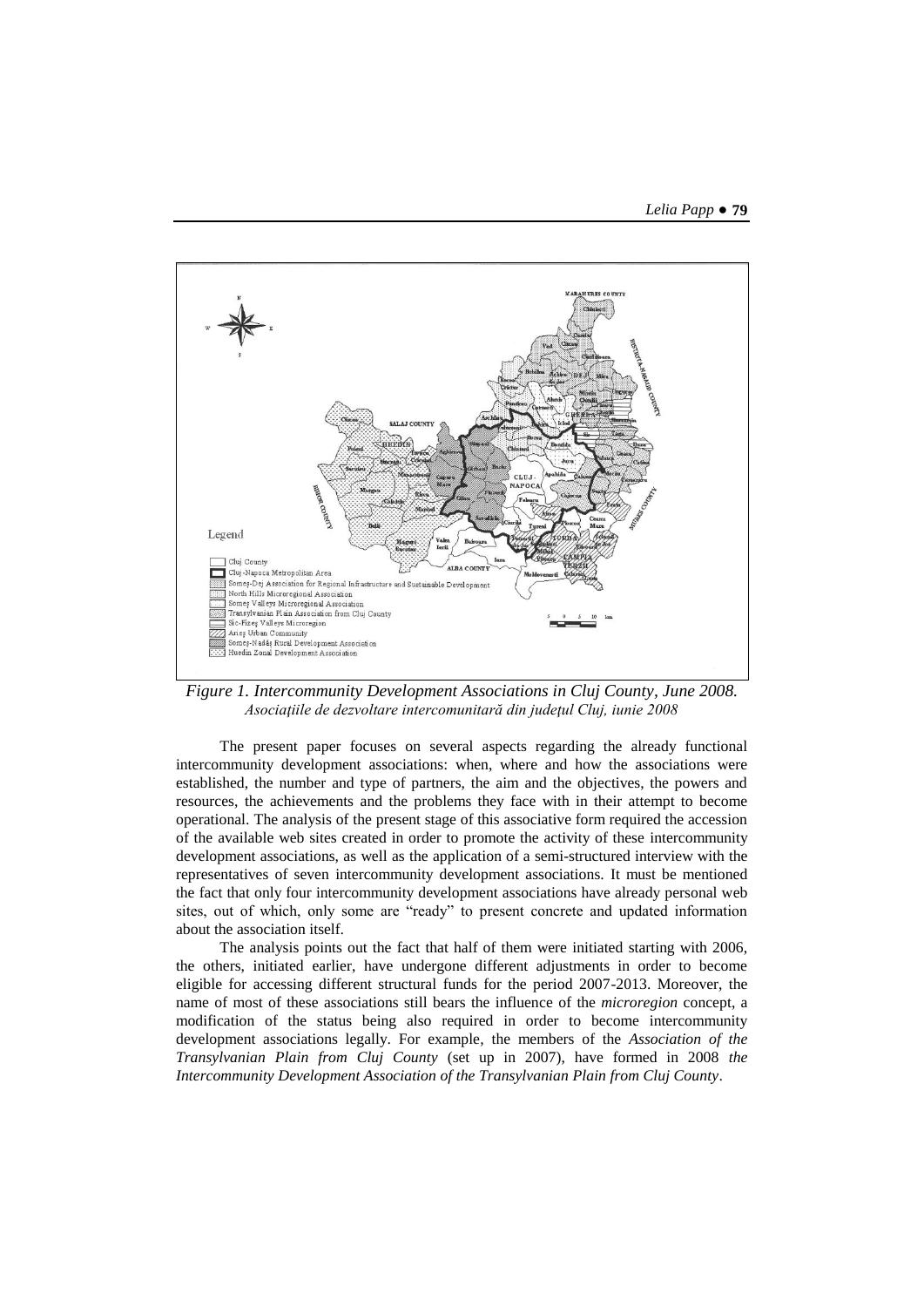*Figure 1. Intercommunity Development Associations in Cluj County, June 2008.*
*Asociaţiile de dezvoltare intercomunitară din judeţul Cluj, iunie 2008*

The present paper focuses on several aspects regarding the already functional intercommunity development associations: when, where and how the associations were established, the number and type of partners, the aim and the objectives, the powers and resources, the achievements and the problems they face with in their attempt to become operational. The analysis of the present stage of this associative form required the accession of the available web sites created in order to promote the activity of these intercommunity development associations, as well as the application of a semi-structured interview with the representatives of seven intercommunity development associations. It must be mentioned the fact that only four intercommunity development associations have already personal web sites, out of which, only some are "ready" to present concrete and updated information about the association itself.

The analysis points out the fact that half of them were initiated starting with 2006, the others, initiated earlier, have undergone different adjustments in order to become eligible for accessing different structural funds for the period 2007-2013. Moreover, the name of most of these associations still bears the influence of the *microregion* concept, a modification of the status being also required in order to become intercommunity development associations legally. For example, the members of the *Association of the Transylvanian Plain from Cluj County* (set up in 2007), have formed in 2008 *the Intercommunity Development Association of the Transylvanian Plain from Cluj County*.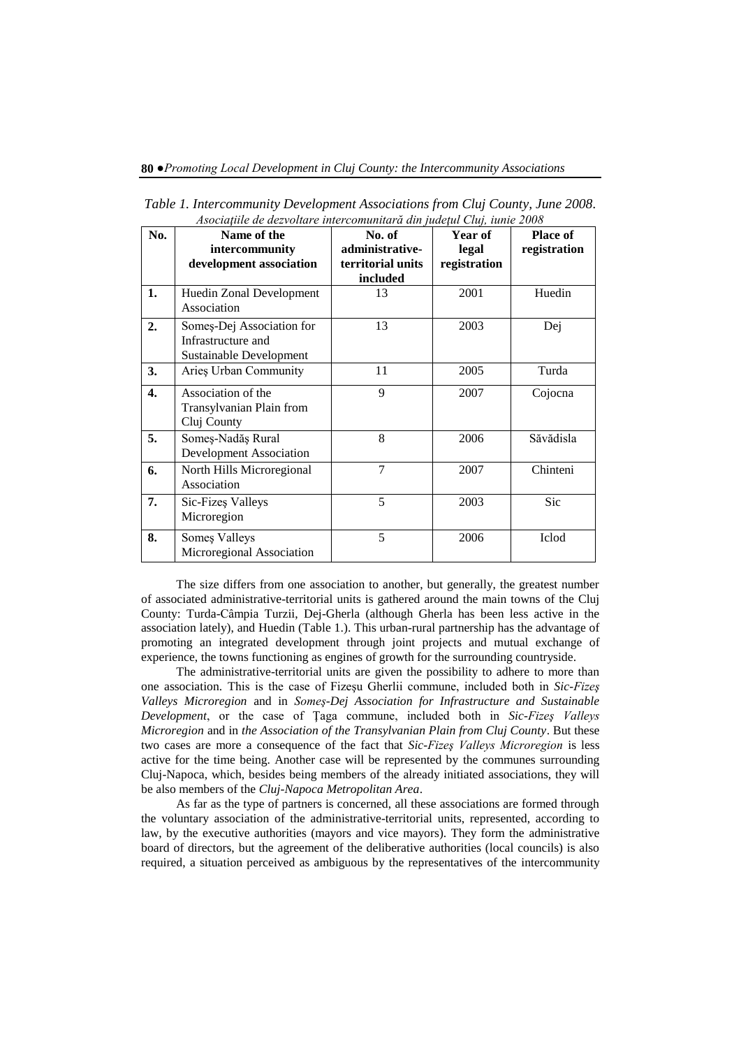*Table 1. Intercommunity Development Associations from Cluj County, June 2008.*
*Asociațiile de dezvoltare intercomunitară din județul Cluj, iunie 2008*

| No. | Name of the intercommunity development association | No. of administrative-territorial units included | Year of legal registration | Place of registration |
|---|---|---|---|---|
| **1.** | Huedin Zonal Development Association | 13 | 2001 | Huedin |
| **2.** | Someș-Dej Association for Infrastructure and Sustainable Development | 13 | 2003 | Dej |
| **3.** | Arieș Urban Community | 11 | 2005 | Turda |
| **4.** | Association of the Transylvanian Plain from Cluj County | 9 | 2007 | Cojocna |
| **5.** | Someș-Nadăș Rural Development Association | 8 | 2006 | Săvădisla |
| **6.** | North Hills Microregional Association | 7 | 2007 | Chinteni |
| **7.** | Sic-Fizeș Valleys Microregion | 5 | 2003 | Sic |
| **8.** | Someș Valleys Microregional Association | 5 | 2006 | Iclod |

The size differs from one association to another, but generally, the greatest number of associated administrative-territorial units is gathered around the main towns of the Cluj County: Turda-Câmpia Turzii, Dej-Gherla (although Gherla has been less active in the association lately), and Huedin (Table 1.). This urban-rural partnership has the advantage of promoting an integrated development through joint projects and mutual exchange of experience, the towns functioning as engines of growth for the surrounding countryside.

The administrative-territorial units are given the possibility to adhere to more than one association. This is the case of Fizeșu Gherlii commune, included both in *Sic-Fizeș Valleys Microregion* and in *Someș-Dej Association for Infrastructure and Sustainable Development*, or the case of Țaga commune, included both in *Sic-Fizeș Valleys Microregion* and in *the Association of the Transylvanian Plain from Cluj County*. But these two cases are more a consequence of the fact that *Sic-Fizeș Valleys Microregion* is less active for the time being. Another case will be represented by the communes surrounding Cluj-Napoca, which, besides being members of the already initiated associations, they will be also members of the *Cluj-Napoca Metropolitan Area*.

As far as the type of partners is concerned, all these associations are formed through the voluntary association of the administrative-territorial units, represented, according to law, by the executive authorities (mayors and vice mayors). They form the administrative board of directors, but the agreement of the deliberative authorities (local councils) is also required, a situation perceived as ambiguous by the representatives of the intercommunity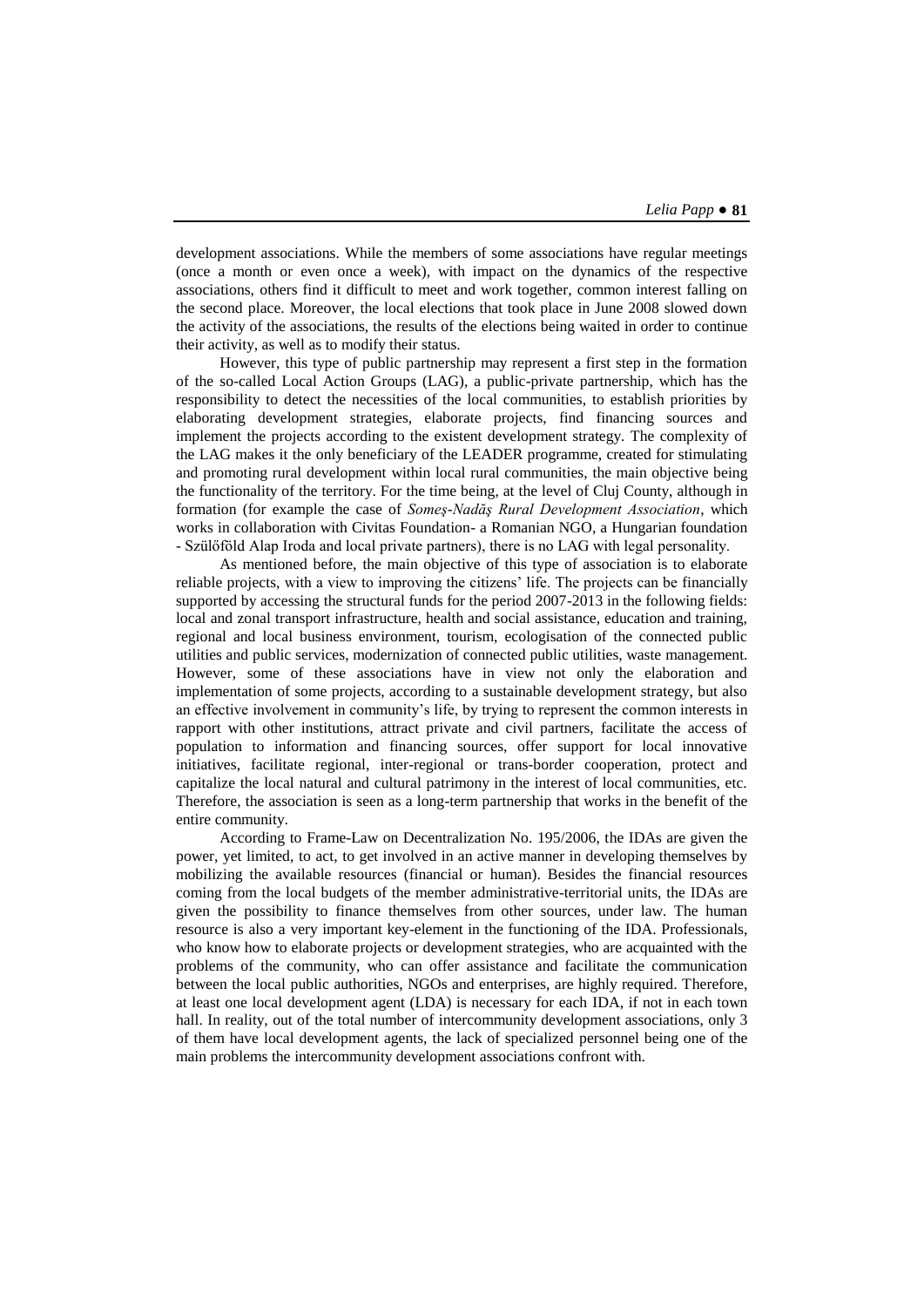development associations. While the members of some associations have regular meetings (once a month or even once a week), with impact on the dynamics of the respective associations, others find it difficult to meet and work together, common interest falling on the second place. Moreover, the local elections that took place in June 2008 slowed down the activity of the associations, the results of the elections being waited in order to continue their activity, as well as to modify their status.

However, this type of public partnership may represent a first step in the formation of the so-called Local Action Groups (LAG), a public-private partnership, which has the responsibility to detect the necessities of the local communities, to establish priorities by elaborating development strategies, elaborate projects, find financing sources and implement the projects according to the existent development strategy. The complexity of the LAG makes it the only beneficiary of the LEADER programme, created for stimulating and promoting rural development within local rural communities, the main objective being the functionality of the territory. For the time being, at the level of Cluj County, although in formation (for example the case of *Someş-Nadăş Rural Development Association*, which works in collaboration with Civitas Foundation- a Romanian NGO, a Hungarian foundation - Szülőföld Alap Iroda and local private partners), there is no LAG with legal personality.

As mentioned before, the main objective of this type of association is to elaborate reliable projects, with a view to improving the citizens' life. The projects can be financially supported by accessing the structural funds for the period 2007-2013 in the following fields: local and zonal transport infrastructure, health and social assistance, education and training, regional and local business environment, tourism, ecologisation of the connected public utilities and public services, modernization of connected public utilities, waste management. However, some of these associations have in view not only the elaboration and implementation of some projects, according to a sustainable development strategy, but also an effective involvement in community's life, by trying to represent the common interests in rapport with other institutions, attract private and civil partners, facilitate the access of population to information and financing sources, offer support for local innovative initiatives, facilitate regional, inter-regional or trans-border cooperation, protect and capitalize the local natural and cultural patrimony in the interest of local communities, etc. Therefore, the association is seen as a long-term partnership that works in the benefit of the entire community.

According to Frame-Law on Decentralization No. 195/2006, the IDAs are given the power, yet limited, to act, to get involved in an active manner in developing themselves by mobilizing the available resources (financial or human). Besides the financial resources coming from the local budgets of the member administrative-territorial units, the IDAs are given the possibility to finance themselves from other sources, under law. The human resource is also a very important key-element in the functioning of the IDA. Professionals, who know how to elaborate projects or development strategies, who are acquainted with the problems of the community, who can offer assistance and facilitate the communication between the local public authorities, NGOs and enterprises, are highly required. Therefore, at least one local development agent (LDA) is necessary for each IDA, if not in each town hall. In reality, out of the total number of intercommunity development associations, only 3 of them have local development agents, the lack of specialized personnel being one of the main problems the intercommunity development associations confront with.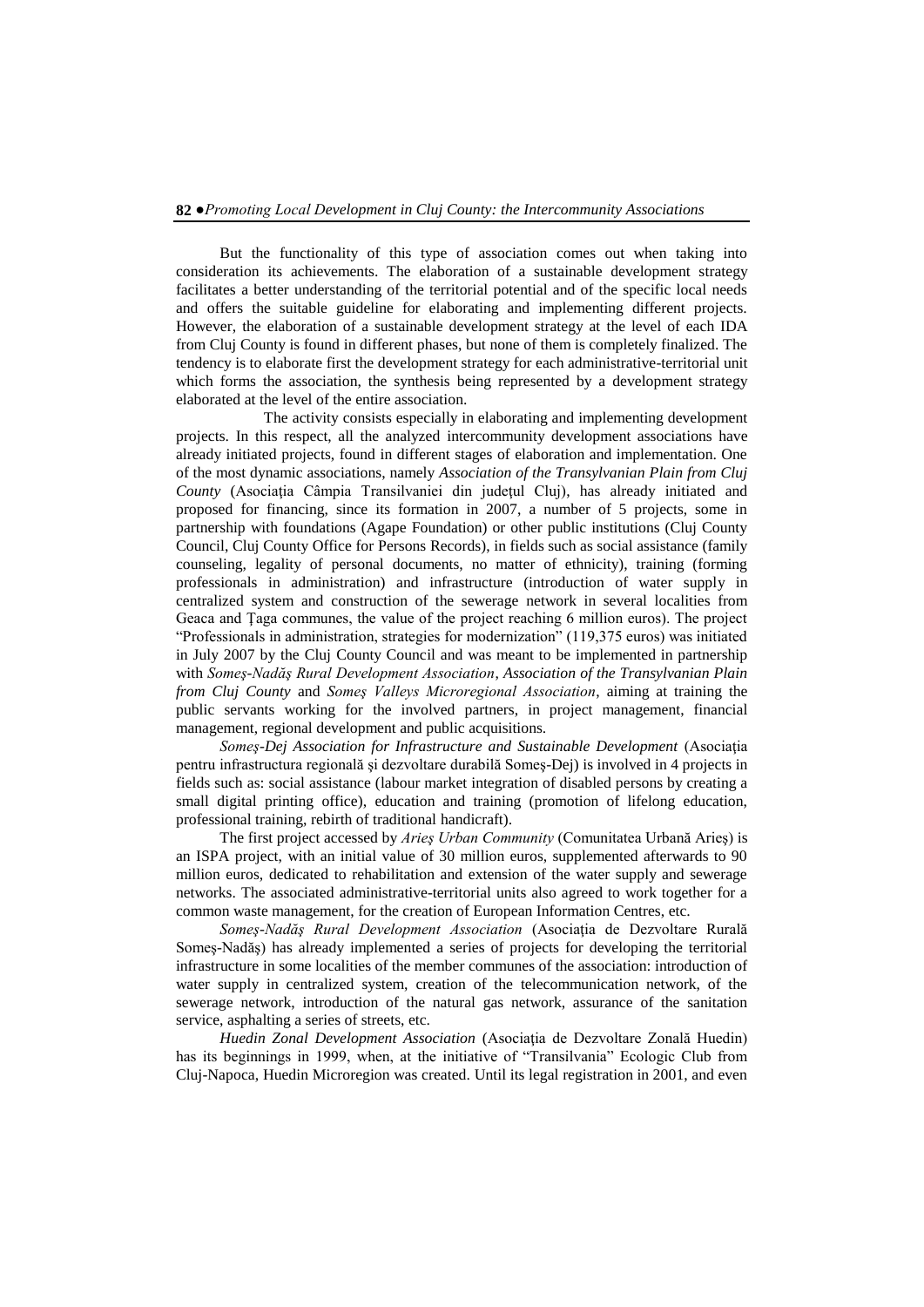But the functionality of this type of association comes out when taking into consideration its achievements. The elaboration of a sustainable development strategy facilitates a better understanding of the territorial potential and of the specific local needs and offers the suitable guideline for elaborating and implementing different projects. However, the elaboration of a sustainable development strategy at the level of each IDA from Cluj County is found in different phases, but none of them is completely finalized. The tendency is to elaborate first the development strategy for each administrative-territorial unit which forms the association, the synthesis being represented by a development strategy elaborated at the level of the entire association.

The activity consists especially in elaborating and implementing development projects. In this respect, all the analyzed intercommunity development associations have already initiated projects, found in different stages of elaboration and implementation. One of the most dynamic associations, namely *Association of the Transylvanian Plain from Cluj County* (Asociaţia Câmpia Transilvaniei din judeţul Cluj), has already initiated and proposed for financing, since its formation in 2007, a number of 5 projects, some in partnership with foundations (Agape Foundation) or other public institutions (Cluj County Council, Cluj County Office for Persons Records), in fields such as social assistance (family counseling, legality of personal documents, no matter of ethnicity), training (forming professionals in administration) and infrastructure (introduction of water supply in centralized system and construction of the sewerage network in several localities from Geaca and Ţaga communes, the value of the project reaching 6 million euros). The project "Professionals in administration, strategies for modernization" (119,375 euros) was initiated in July 2007 by the Cluj County Council and was meant to be implemented in partnership with *Someş-Nadăş Rural Development Association*, *Association of the Transylvanian Plain from Cluj County* and *Someş Valleys Microregional Association*, aiming at training the public servants working for the involved partners, in project management, financial management, regional development and public acquisitions.

*Someş-Dej Association for Infrastructure and Sustainable Development* (Asociaţia pentru infrastructura regională şi dezvoltare durabilă Someş-Dej) is involved in 4 projects in fields such as: social assistance (labour market integration of disabled persons by creating a small digital printing office), education and training (promotion of lifelong education, professional training, rebirth of traditional handicraft).

The first project accessed by *Arieş Urban Community* (Comunitatea Urbană Arieş) is an ISPA project, with an initial value of 30 million euros, supplemented afterwards to 90 million euros, dedicated to rehabilitation and extension of the water supply and sewerage networks. The associated administrative-territorial units also agreed to work together for a common waste management, for the creation of European Information Centres, etc.

*Someş-Nadăş Rural Development Association* (Asociaţia de Dezvoltare Rurală Someş-Nadăş) has already implemented a series of projects for developing the territorial infrastructure in some localities of the member communes of the association: introduction of water supply in centralized system, creation of the telecommunication network, of the sewerage network, introduction of the natural gas network, assurance of the sanitation service, asphalting a series of streets, etc.

*Huedin Zonal Development Association* (Asociaţia de Dezvoltare Zonală Huedin) has its beginnings in 1999, when, at the initiative of "Transilvania" Ecologic Club from Cluj-Napoca, Huedin Microregion was created. Until its legal registration in 2001, and even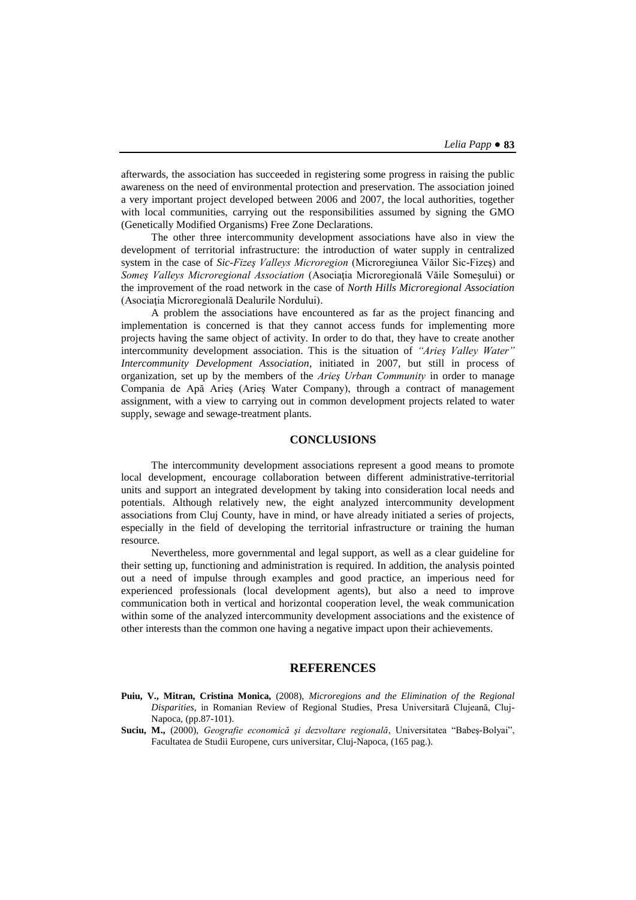afterwards, the association has succeeded in registering some progress in raising the public awareness on the need of environmental protection and preservation. The association joined a very important project developed between 2006 and 2007, the local authorities, together with local communities, carrying out the responsibilities assumed by signing the GMO (Genetically Modified Organisms) Free Zone Declarations.

The other three intercommunity development associations have also in view the development of territorial infrastructure: the introduction of water supply in centralized system in the case of *Sic-Fizeş Valleys Microregion* (Microregiunea Văilor Sic-Fizeş) and *Someş Valleys Microregional Association* (Asociaţia Microregională Văile Someşului) or the improvement of the road network in the case of *North Hills Microregional Association* (Asociaţia Microregională Dealurile Nordului).

A problem the associations have encountered as far as the project financing and implementation is concerned is that they cannot access funds for implementing more projects having the same object of activity. In order to do that, they have to create another intercommunity development association. This is the situation of *"Arieş Valley Water" Intercommunity Development Association*, initiated in 2007, but still in process of organization, set up by the members of the *Arieş Urban Community* in order to manage Compania de Apă Arieş (Arieş Water Company), through a contract of management assignment, with a view to carrying out in common development projects related to water supply, sewage and sewage-treatment plants.

## CONCLUSIONS

The intercommunity development associations represent a good means to promote local development, encourage collaboration between different administrative-territorial units and support an integrated development by taking into consideration local needs and potentials. Although relatively new, the eight analyzed intercommunity development associations from Cluj County, have in mind, or have already initiated a series of projects, especially in the field of developing the territorial infrastructure or training the human resource.

Nevertheless, more governmental and legal support, as well as a clear guideline for their setting up, functioning and administration is required. In addition, the analysis pointed out a need of impulse through examples and good practice, an imperious need for experienced professionals (local development agents), but also a need to improve communication both in vertical and horizontal cooperation level, the weak communication within some of the analyzed intercommunity development associations and the existence of other interests than the common one having a negative impact upon their achievements.

## REFERENCES

**Puiu, V., Mitran, Cristina Monica,** (2008), *Microregions and the Elimination of the Regional Disparities*, in Romanian Review of Regional Studies, Presa Universitară Clujeană, Cluj-Napoca, (pp.87-101).

**Suciu, M.,** (2000), *Geografie economică şi dezvoltare regională*, Universitatea "Babeş-Bolyai", Facultatea de Studii Europene, curs universitar, Cluj-Napoca, (165 pag.).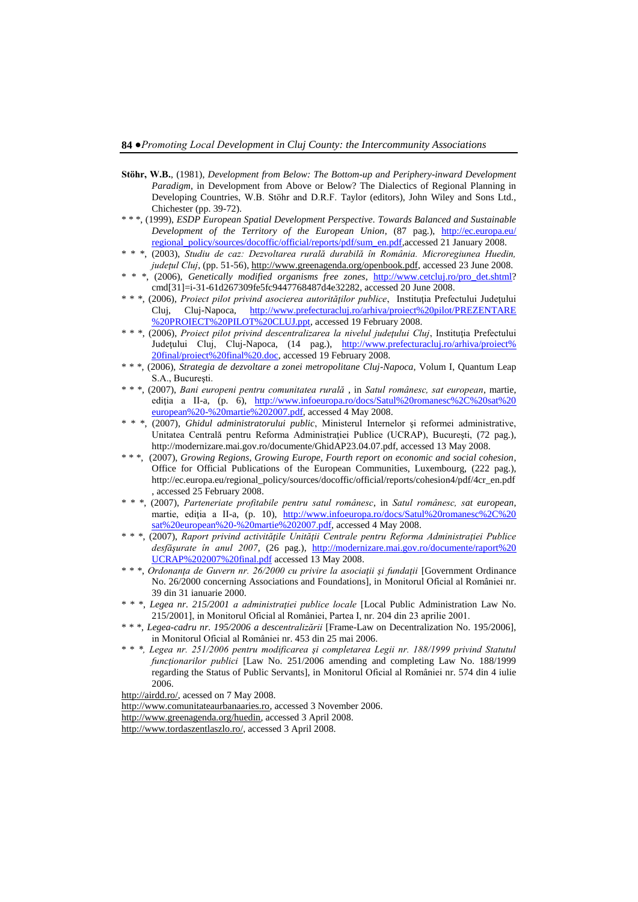**Stöhr, W.B.**, (1981), *Development from Below: The Bottom-up and Periphery-inward Development Paradigm*, in Development from Above or Below? The Dialectics of Regional Planning in Developing Countries, W.B. Stöhr and D.R.F. Taylor (editors), John Wiley and Sons Ltd., Chichester (pp. 39-72).

* * *, (1999), *ESDP European Spatial Development Perspective. Towards Balanced and Sustainable Development of the Territory of the European Union*, (87 pag.), http://ec.europa.eu/regional_policy/sources/docoffic/official/reports/pdf/sum_en.pdf,accessed 21 January 2008.

* * *, (2003), *Studiu de caz: Dezvoltarea rurală durabilă în România. Microregiunea Huedin, judeţul Cluj*, (pp. 51-56), http://www.greenagenda.org/openbook.pdf, accessed 23 June 2008.

* * *, (2006), *Genetically modified organisms free zones*, http://www.cetcluj.ro/pro_det.shtml?cmd[31]=i-31-61d267309fe5fc9447768487d4e32282, accessed 20 June 2008.

* * *, (2006), *Proiect pilot privind asocierea autorităţilor publice*, Instituţia Prefectului Judeţului Cluj, Cluj-Napoca, http://www.prefecturacluj.ro/arhiva/proiect%20pilot/PREZENTARE%20PROIECT%20PILOT%20CLUJ.ppt, accessed 19 February 2008.

* * *, (2006), *Proiect pilot privind descentralizarea la nivelul judeţului Cluj*, Instituţia Prefectului Judeţului Cluj, Cluj-Napoca, (14 pag.), http://www.prefecturacluj.ro/arhiva/proiect%20final/proiect%20final%20.doc, accessed 19 February 2008.

* * *, (2006), *Strategia de dezvoltare a zonei metropolitane Cluj-Napoca*, Volum I, Quantum Leap S.A., Bucureşti.

* * *, (2007), *Bani europeni pentru comunitatea rurală* , in *Satul românesc, sat european*, martie, ediţia a II-a, (p. 6), http://www.infoeuropa.ro/docs/Satul%20romanesc%2C%20sat%20european%20-%20martie%202007.pdf, accessed 4 May 2008.

* * *, (2007), *Ghidul administratorului public*, Ministerul Internelor şi reformei administrative, Unitatea Centrală pentru Reforma Administraţiei Publice (UCRAP), Bucureşti, (72 pag.), http://modernizare.mai.gov.ro/documente/GhidAP23.04.07.pdf, accessed 13 May 2008.

* * *, (2007), *Growing Regions, Growing Europe, Fourth report on economic and social cohesion*, Office for Official Publications of the European Communities, Luxembourg, (222 pag.), http://ec.europa.eu/regional_policy/sources/docoffic/official/reports/cohesion4/pdf/4cr_en.pdf , accessed 25 February 2008.

* * *, (2007), *Parteneriate profitabile pentru satul românesc*, in *Satul românesc, sat european*, martie, ediţia a II-a, (p. 10), http://www.infoeuropa.ro/docs/Satul%20romanesc%2C%20sat%20european%20-%20martie%202007.pdf, accessed 4 May 2008.

* * *, (2007), *Raport privind activităţile Unităţii Centrale pentru Reforma Administraţiei Publice desfăşurate în anul 2007*, (26 pag.), http://modernizare.mai.gov.ro/documente/raport%20UCRAP%202007%20final.pdf accessed 13 May 2008.

* * *, *Ordonanţa de Guvern nr. 26/2000 cu privire la asociaţii şi fundaţii* [Government Ordinance No. 26/2000 concerning Associations and Foundations], in Monitorul Oficial al României nr. 39 din 31 ianuarie 2000.

* * *, *Legea nr. 215/2001 a administraţiei publice locale* [Local Public Administration Law No. 215/2001], in Monitorul Oficial al României, Partea I, nr. 204 din 23 aprilie 2001.

* * *, *Legea-cadru nr. 195/2006 a descentralizării* [Frame-Law on Decentralization No. 195/2006], in Monitorul Oficial al României nr. 453 din 25 mai 2006.

* * *, *Legea nr. 251/2006 pentru modificarea şi completarea Legii nr. 188/1999 privind Statutul funcţionarilor publici* [Law No. 251/2006 amending and completing Law No. 188/1999 regarding the Status of Public Servants], in Monitorul Oficial al României nr. 574 din 4 iulie 2006.

http://airdd.ro/, acessed on 7 May 2008.

http://www.comunitateaurbanaaries.ro, accessed 3 November 2006.

http://www.greenagenda.org/huedin, accessed 3 April 2008.

http://www.tordaszentlaszlo.ro/, accessed 3 April 2008.